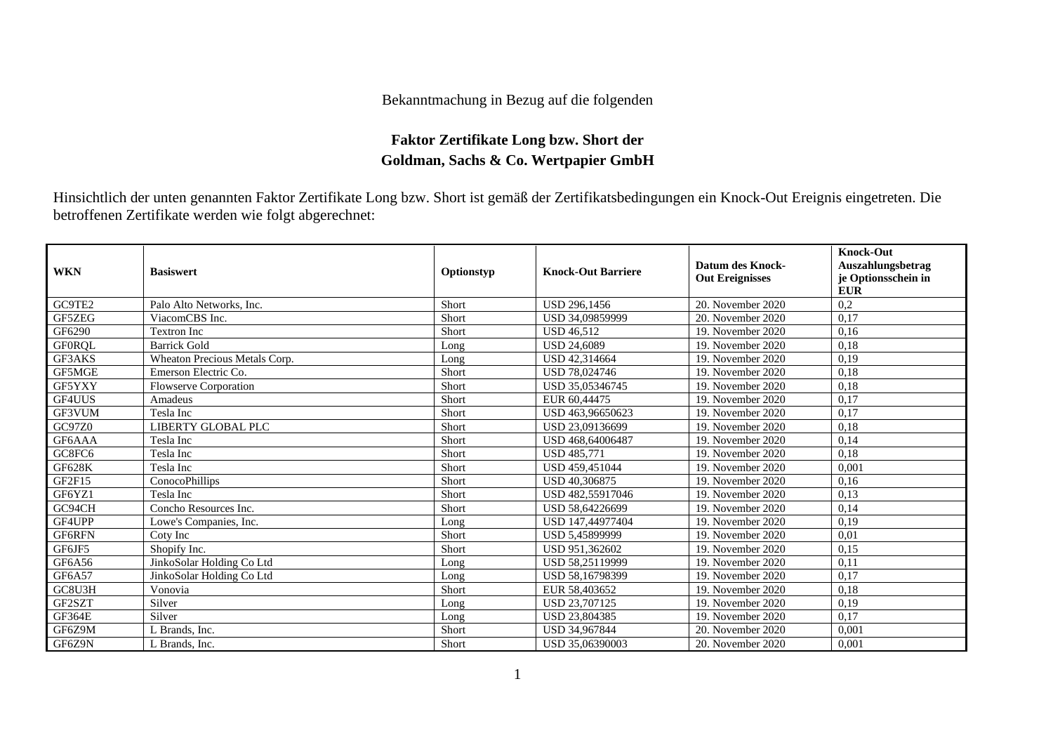Bekanntmachung in Bezug auf die folgenden

# Faktor Zertifikate Long bzw. Short der Goldman, Sachs & Co. Wertpapier GmbH

Hinsichtlich der unten genannten Faktor Zertifikate Long bzw. Short ist gemäß der Zertifikatsbedingungen ein Knock-Out Ereignis eingetreten. Die betroffenen Zertifikate werden wie folgt abgerechnet:

| WKN | Basiswert | Optionstyp | Knock-Out Barriere | Datum des Knock-Out Ereignisses | Knock-Out Auszahlungsbetrag je Optionsschein in EUR |
|---|---|---|---|---|---|
| GC9TE2 | Palo Alto Networks, Inc. | Short | USD 296,1456 | 20. November 2020 | 0,2 |
| GF5ZEG | ViacomCBS Inc. | Short | USD 34,09859999 | 20. November 2020 | 0,17 |
| GF6290 | Textron Inc | Short | USD 46,512 | 19. November 2020 | 0,16 |
| GF0RQL | Barrick Gold | Long | USD 24,6089 | 19. November 2020 | 0,18 |
| GF3AKS | Wheaton Precious Metals Corp. | Long | USD 42,314664 | 19. November 2020 | 0,19 |
| GF5MGE | Emerson Electric Co. | Short | USD 78,024746 | 19. November 2020 | 0,18 |
| GF5YXY | Flowserve Corporation | Short | USD 35,05346745 | 19. November 2020 | 0,18 |
| GF4UUS | Amadeus | Short | EUR 60,44475 | 19. November 2020 | 0,17 |
| GF3VUM | Tesla Inc | Short | USD 463,96650623 | 19. November 2020 | 0,17 |
| GC97Z0 | LIBERTY GLOBAL PLC | Short | USD 23,09136699 | 19. November 2020 | 0,18 |
| GF6AAA | Tesla Inc | Short | USD 468,64006487 | 19. November 2020 | 0,14 |
| GC8FC6 | Tesla Inc | Short | USD 485,771 | 19. November 2020 | 0,18 |
| GF628K | Tesla Inc | Short | USD 459,451044 | 19. November 2020 | 0,001 |
| GF2F15 | ConocoPhillips | Short | USD 40,306875 | 19. November 2020 | 0,16 |
| GF6YZ1 | Tesla Inc | Short | USD 482,55917046 | 19. November 2020 | 0,13 |
| GC94CH | Concho Resources Inc. | Short | USD 58,64226699 | 19. November 2020 | 0,14 |
| GF4UPP | Lowe's Companies, Inc. | Long | USD 147,44977404 | 19. November 2020 | 0,19 |
| GF6RFN | Coty Inc | Short | USD 5,45899999 | 19. November 2020 | 0,01 |
| GF6JF5 | Shopify Inc. | Short | USD 951,362602 | 19. November 2020 | 0,15 |
| GF6A56 | JinkoSolar Holding Co Ltd | Long | USD 58,25119999 | 19. November 2020 | 0,11 |
| GF6A57 | JinkoSolar Holding Co Ltd | Long | USD 58,16798399 | 19. November 2020 | 0,17 |
| GC8U3H | Vonovia | Short | EUR 58,403652 | 19. November 2020 | 0,18 |
| GF2SZT | Silver | Long | USD 23,707125 | 19. November 2020 | 0,19 |
| GF364E | Silver | Long | USD 23,804385 | 19. November 2020 | 0,17 |
| GF6Z9M | L Brands, Inc. | Short | USD 34,967844 | 20. November 2020 | 0,001 |
| GF6Z9N | L Brands, Inc. | Short | USD 35,06390003 | 20. November 2020 | 0,001 |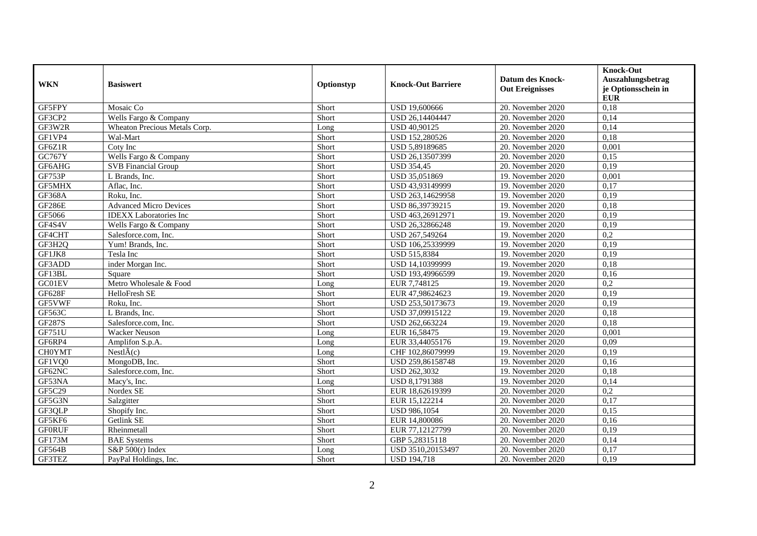| WKN | Basiswert | Optionstyp | Knock-Out Barriere | Datum des Knock-Out Ereignisses | Knock-Out Auszahlungsbetrag je Optionsschein in EUR |
|---|---|---|---|---|---|
| GF5FPY | Mosaic Co | Short | USD 19,600666 | 20. November 2020 | 0,18 |
| GF3CP2 | Wells Fargo & Company | Short | USD 26,14404447 | 20. November 2020 | 0,14 |
| GF3W2R | Wheaton Precious Metals Corp. | Long | USD 40,90125 | 20. November 2020 | 0,14 |
| GF1VP4 | Wal-Mart | Short | USD 152,280526 | 20. November 2020 | 0,18 |
| GF6Z1R | Coty Inc | Short | USD 5,89189685 | 20. November 2020 | 0,001 |
| GC767Y | Wells Fargo & Company | Short | USD 26,13507399 | 20. November 2020 | 0,15 |
| GF6AHG | SVB Financial Group | Short | USD 354,45 | 20. November 2020 | 0,19 |
| GF753P | L Brands, Inc. | Short | USD 35,051869 | 19. November 2020 | 0,001 |
| GF5MHX | Aflac, Inc. | Short | USD 43,93149999 | 19. November 2020 | 0,17 |
| GF368A | Roku, Inc. | Short | USD 263,14629958 | 19. November 2020 | 0,19 |
| GF286E | Advanced Micro Devices | Short | USD 86,39739215 | 19. November 2020 | 0,18 |
| GF5066 | IDEXX Laboratories Inc | Short | USD 463,26912971 | 19. November 2020 | 0,19 |
| GF4S4V | Wells Fargo & Company | Short | USD 26,32866248 | 19. November 2020 | 0,19 |
| GF4CHT | Salesforce.com, Inc. | Short | USD 267,549264 | 19. November 2020 | 0,2 |
| GF3H2Q | Yum! Brands, Inc. | Short | USD 106,25339999 | 19. November 2020 | 0,19 |
| GF1JK8 | Tesla Inc | Short | USD 515,8384 | 19. November 2020 | 0,19 |
| GF3ADD | inder Morgan Inc. | Short | USD 14,10399999 | 19. November 2020 | 0,18 |
| GF13BL | Square | Short | USD 193,49966599 | 19. November 2020 | 0,16 |
| GC01EV | Metro Wholesale & Food | Long | EUR 7,748125 | 19. November 2020 | 0,2 |
| GF628F | HelloFresh SE | Short | EUR 47,98624623 | 19. November 2020 | 0,19 |
| GF5VWF | Roku, Inc. | Short | USD 253,50173673 | 19. November 2020 | 0,19 |
| GF563C | L Brands, Inc. | Short | USD 37,09915122 | 19. November 2020 | 0,18 |
| GF287S | Salesforce.com, Inc. | Short | USD 262,663224 | 19. November 2020 | 0,18 |
| GF751U | Wacker Neuson | Long | EUR 16,58475 | 19. November 2020 | 0,001 |
| GF6RP4 | Amplifon S.p.A. | Long | EUR 33,44055176 | 19. November 2020 | 0,09 |
| CH0YMT | NestlÃ(c) | Long | CHF 102,86079999 | 19. November 2020 | 0,19 |
| GF1VQ0 | MongoDB, Inc. | Short | USD 259,86158748 | 19. November 2020 | 0,16 |
| GF62NC | Salesforce.com, Inc. | Short | USD 262,3032 | 19. November 2020 | 0,18 |
| GF53NA | Macy's, Inc. | Long | USD 8,1791388 | 19. November 2020 | 0,14 |
| GF5C29 | Nordex SE | Short | EUR 18,62619399 | 20. November 2020 | 0,2 |
| GF5G3N | Salzgitter | Short | EUR 15,122214 | 20. November 2020 | 0,17 |
| GF3QLP | Shopify Inc. | Short | USD 986,1054 | 20. November 2020 | 0,15 |
| GF5KF6 | Getlink SE | Short | EUR 14,800086 | 20. November 2020 | 0,16 |
| GF0RUF | Rheinmetall | Short | EUR 77,12127799 | 20. November 2020 | 0,19 |
| GF173M | BAE Systems | Short | GBP 5,28315118 | 20. November 2020 | 0,14 |
| GF564B | S&P 500(r) Index | Long | USD 3510,20153497 | 20. November 2020 | 0,17 |
| GF3TEZ | PayPal Holdings, Inc. | Short | USD 194,718 | 20. November 2020 | 0,19 |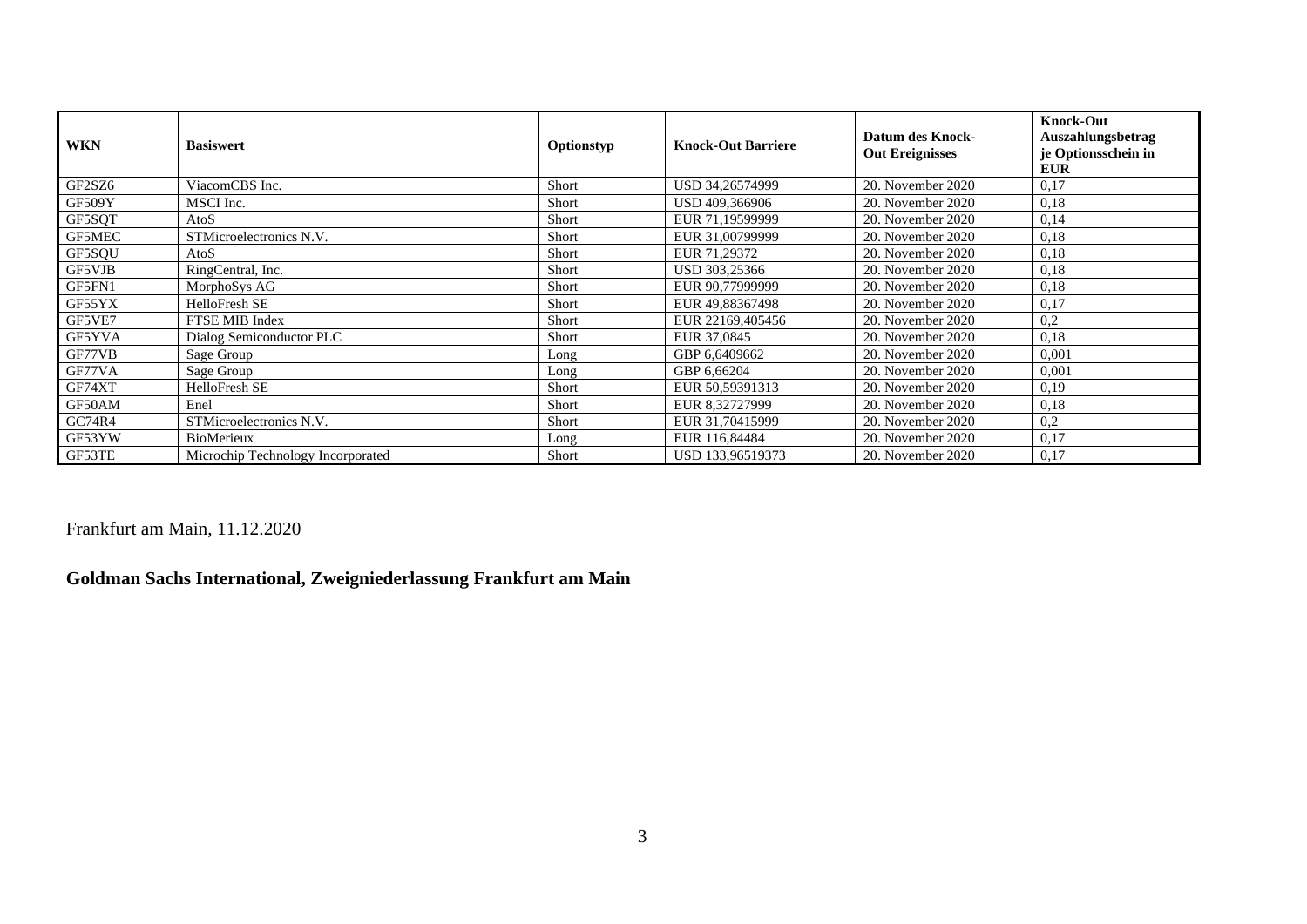| WKN | Basiswert | Optionstyp | Knock-Out Barriere | Datum des Knock-Out Ereignisses | Knock-Out Auszahlungsbetrag je Optionsschein in EUR |
|---|---|---|---|---|---|
| GF2SZ6 | ViacomCBS Inc. | Short | USD 34,26574999 | 20. November 2020 | 0,17 |
| GF509Y | MSCI Inc. | Short | USD 409,366906 | 20. November 2020 | 0,18 |
| GF5SQT | AtoS | Short | EUR 71,19599999 | 20. November 2020 | 0,14 |
| GF5MEC | STMicroelectronics N.V. | Short | EUR 31,00799999 | 20. November 2020 | 0,18 |
| GF5SQU | AtoS | Short | EUR 71,29372 | 20. November 2020 | 0,18 |
| GF5VJB | RingCentral, Inc. | Short | USD 303,25366 | 20. November 2020 | 0,18 |
| GF5FN1 | MorphoSys AG | Short | EUR 90,77999999 | 20. November 2020 | 0,18 |
| GF55YX | HelloFresh SE | Short | EUR 49,88367498 | 20. November 2020 | 0,17 |
| GF5VE7 | FTSE MIB Index | Short | EUR 22169,405456 | 20. November 2020 | 0,2 |
| GF5YVA | Dialog Semiconductor PLC | Short | EUR 37,0845 | 20. November 2020 | 0,18 |
| GF77VB | Sage Group | Long | GBP 6,6409662 | 20. November 2020 | 0,001 |
| GF77VA | Sage Group | Long | GBP 6,66204 | 20. November 2020 | 0,001 |
| GF74XT | HelloFresh SE | Short | EUR 50,59391313 | 20. November 2020 | 0,19 |
| GF50AM | Enel | Short | EUR 8,32727999 | 20. November 2020 | 0,18 |
| GC74R4 | STMicroelectronics N.V. | Short | EUR 31,70415999 | 20. November 2020 | 0,2 |
| GF53YW | BioMerieux | Long | EUR 116,84484 | 20. November 2020 | 0,17 |
| GF53TE | Microchip Technology Incorporated | Short | USD 133,96519373 | 20. November 2020 | 0,17 |

Frankfurt am Main, 11.12.2020

**Goldman Sachs International, Zweigniederlassung Frankfurt am Main**